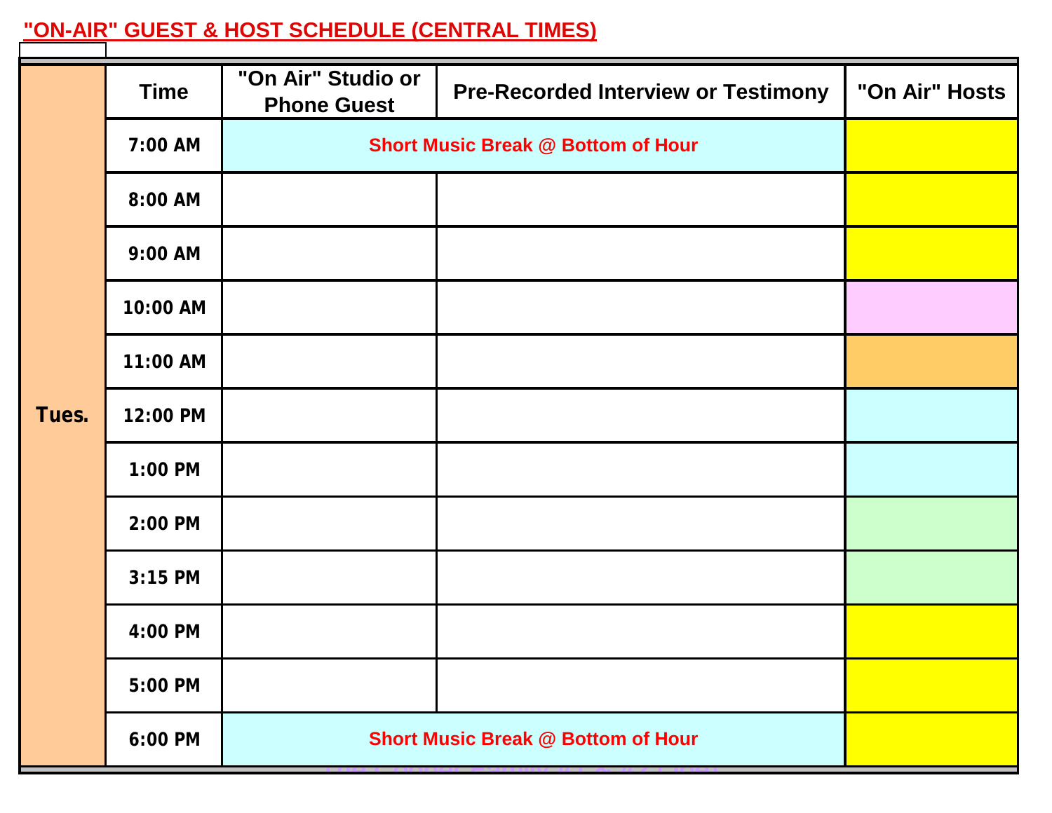# "ON-AIR" GUEST & HOST SCHEDULE (CENTRAL TIMES)

| | Time | "On Air" Studio or Phone Guest | Pre-Recorded Interview or Testimony | "On Air" Hosts |
|---|---|---|---|---|
| Tues. | 7:00 AM | Short Music Break @ Bottom of Hour | | |
| | 8:00 AM | | | |
| | 9:00 AM | | | |
| | 10:00 AM | | | |
| | 11:00 AM | | | |
| | 12:00 PM | | | |
| | 1:00 PM | | | |
| | 2:00 PM | | | |
| | 3:15 PM | | | |
| | 4:00 PM | | | |
| | 5:00 PM | | | |
| | 6:00 PM | Short Music Break @ Bottom of Hour | | |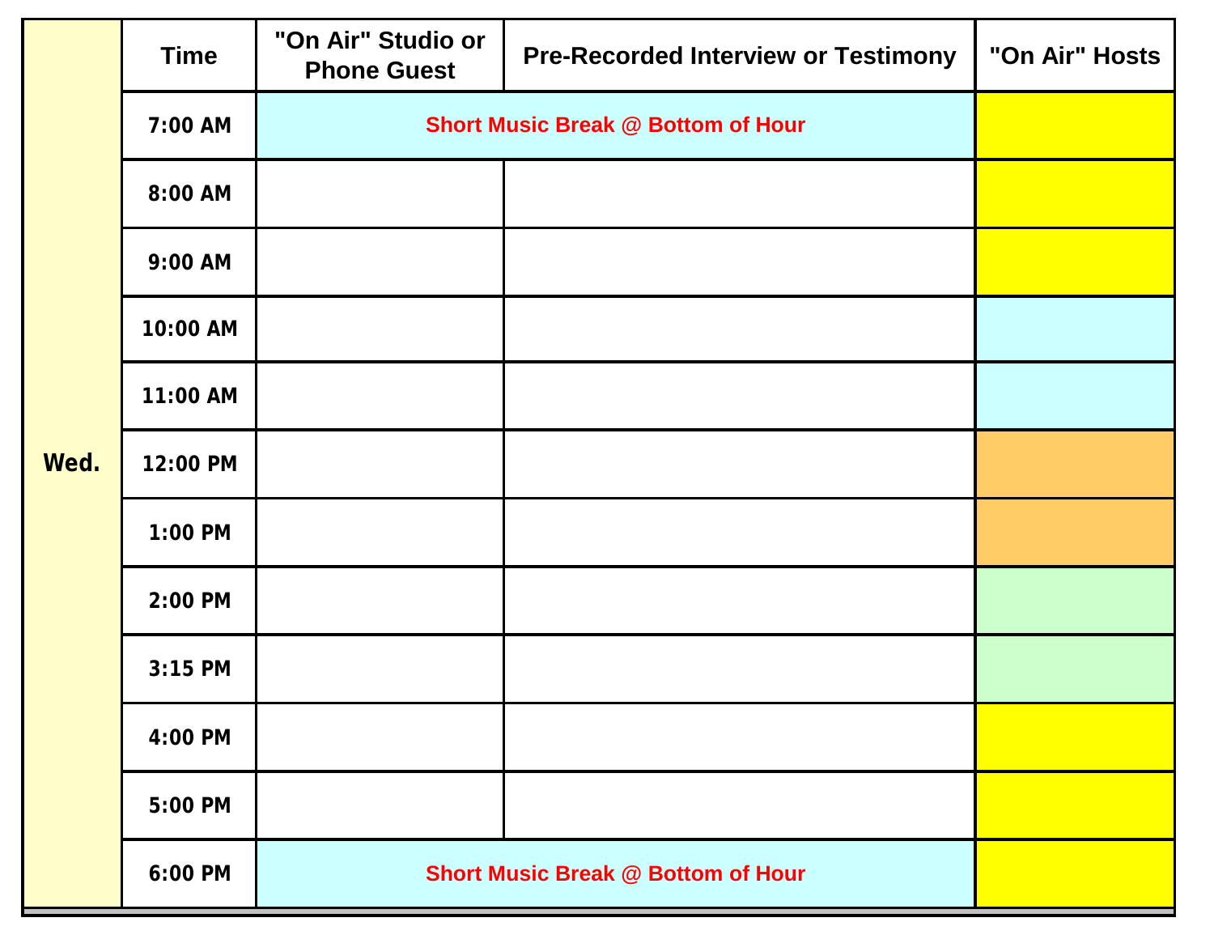| | Time | "On Air" Studio or Phone Guest | Pre-Recorded Interview or Testimony | "On Air" Hosts |
|---|---|---|---|---|
| Wed. | 7:00 AM | Short Music Break @ Bottom of Hour | | |
| | 8:00 AM | | | |
| | 9:00 AM | | | |
| | 10:00 AM | | | |
| | 11:00 AM | | | |
| | 12:00 PM | | | |
| | 1:00 PM | | | |
| | 2:00 PM | | | |
| | 3:15 PM | | | |
| | 4:00 PM | | | |
| | 5:00 PM | | | |
| | 6:00 PM | Short Music Break @ Bottom of Hour | | |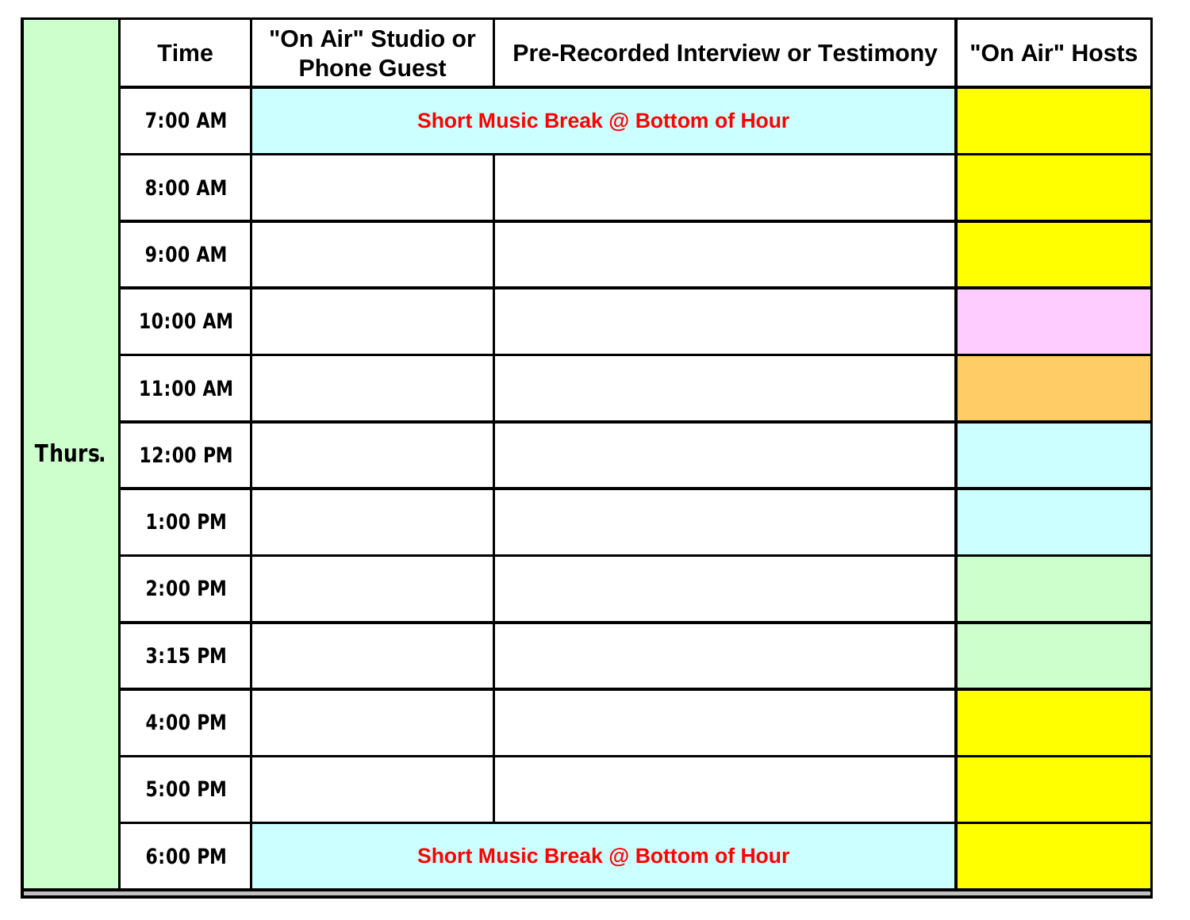| | Time | "On Air" Studio or Phone Guest | Pre-Recorded Interview or Testimony | "On Air" Hosts |
|---|---|---|---|---|
| Thurs. | 7:00 AM | Short Music Break @ Bottom of Hour | | |
| | 8:00 AM | | | |
| | 9:00 AM | | | |
| | 10:00 AM | | | |
| | 11:00 AM | | | |
| | 12:00 PM | | | |
| | 1:00 PM | | | |
| | 2:00 PM | | | |
| | 3:15 PM | | | |
| | 4:00 PM | | | |
| | 5:00 PM | | | |
| | 6:00 PM | Short Music Break @ Bottom of Hour | | |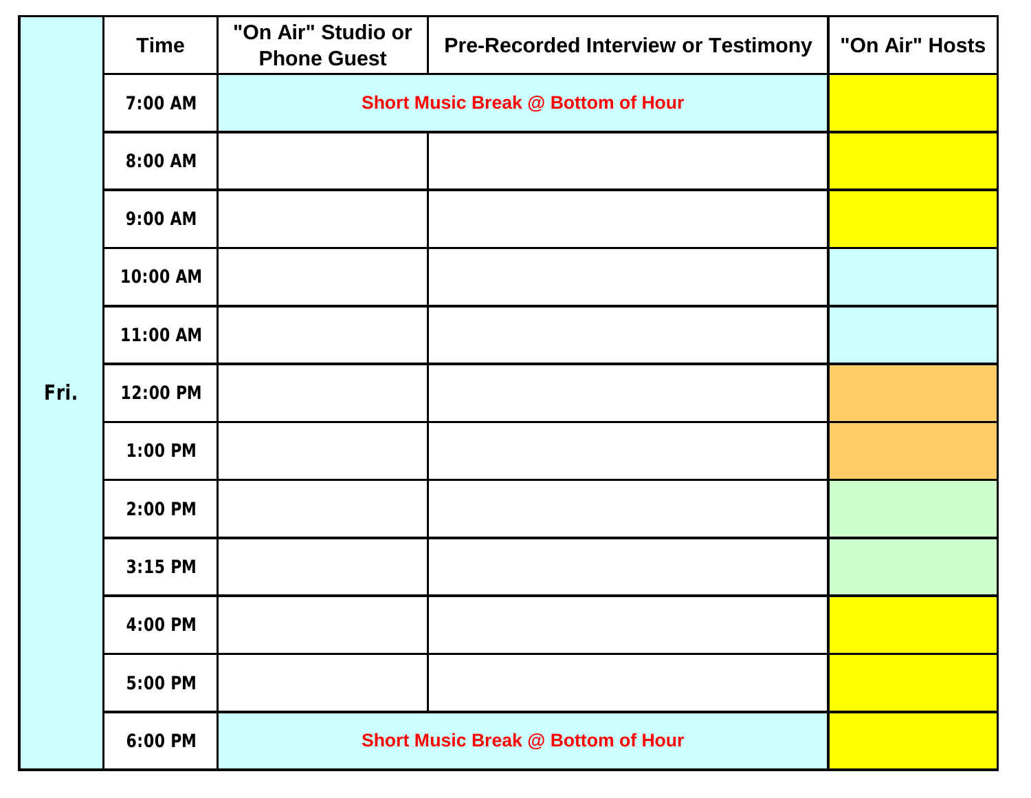| | Time | "On Air" Studio or Phone Guest | Pre-Recorded Interview or Testimony | "On Air" Hosts |
|---|---|---|---|---|
| Fri. | 7:00 AM | Short Music Break @ Bottom of Hour | | |
| | 8:00 AM | | | |
| | 9:00 AM | | | |
| | 10:00 AM | | | |
| | 11:00 AM | | | |
| | 12:00 PM | | | |
| | 1:00 PM | | | |
| | 2:00 PM | | | |
| | 3:15 PM | | | |
| | 4:00 PM | | | |
| | 5:00 PM | | | |
| | 6:00 PM | Short Music Break @ Bottom of Hour | | |